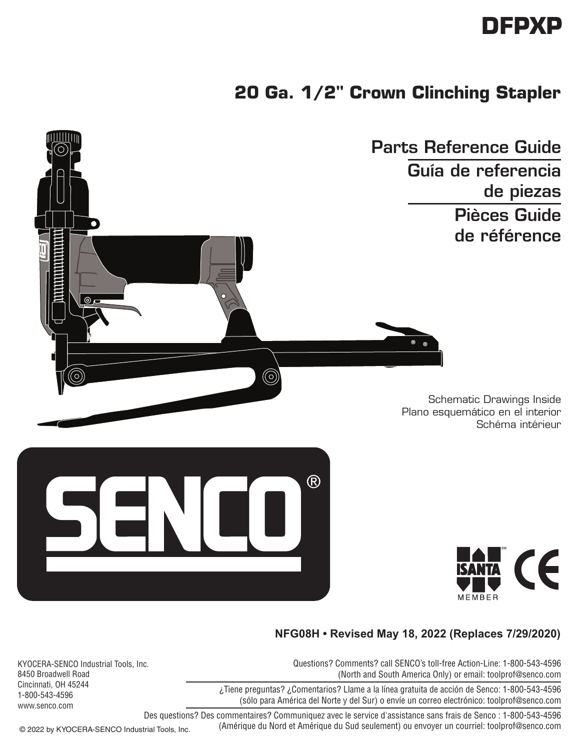# DFPXP

## 20 Ga. 1/2" Crown Clinching Stapler

## Parts Reference Guide

## Guía de referencia de piezas

## Pièces Guide de référence

Schematic Drawings Inside
Plano esquemático en el interior
Schéma intérieur

SENCO®

ISANTA MEMBER CE

**NFG08H • Revised May 18, 2022 (Replaces 7/29/2020)**

KYOCERA-SENCO Industrial Tools, Inc.
8450 Broadwell Road
Cincinnati, OH 45244
1-800-543-4596
www.senco.com

Questions? Comments? call SENCO's toll-free Action-Line: 1-800-543-4596
(North and South America Only) or email: toolprof@senco.com

¿Tiene preguntas? ¿Comentarios? Llame a la línea gratuita de acción de Senco: 1-800-543-4596
(sólo para América del Norte y del Sur) o envíe un correo electrónico: toolprof@senco.com

Des questions? Des commentaires? Communiquez avec le service d'assistance sans frais de Senco : 1-800-543-4596
(Amérique du Nord et Amérique du Sud seulement) ou envoyer un courriel: toolprof@senco.com

© 2022 by KYOCERA-SENCO Industrial Tools, Inc.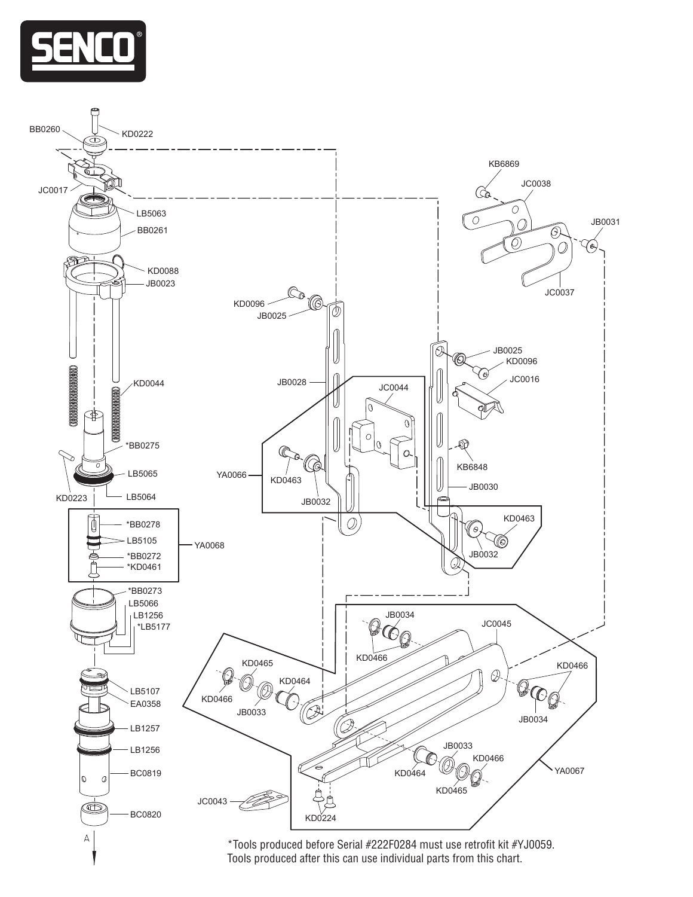*Tools produced before Serial #222F0284 must use retrofit kit #YJ0059.
Tools produced after this can use individual parts from this chart.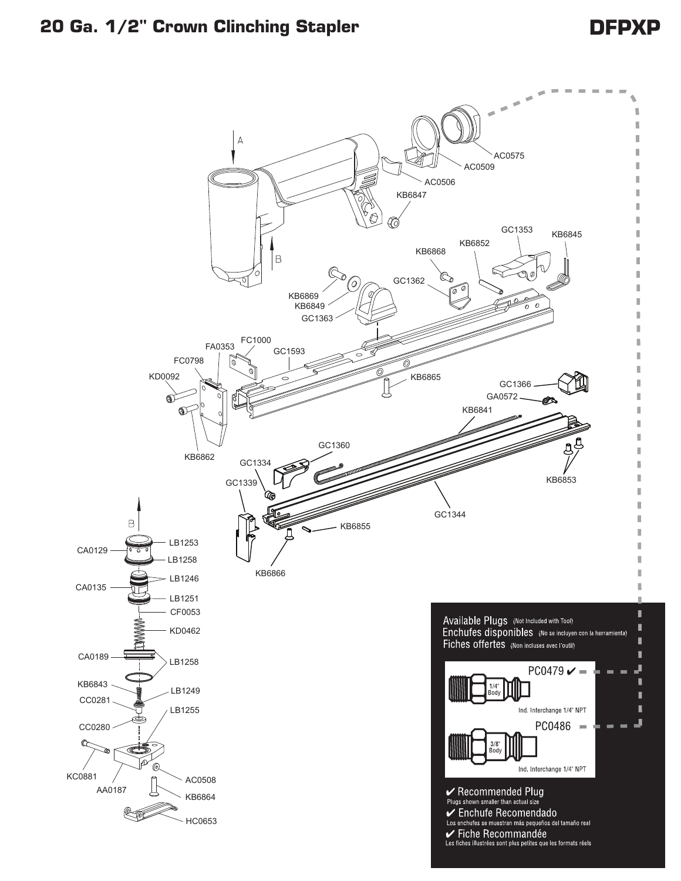# 20 Ga. 1/2" Crown Clinching Stapler

## DFPXP

A

B

AC0575
AC0509
AC0506
KB6847
GC1353
KB6845
KB6852
KB6868
GC1362
KB6869
KB6849
GC1363
FC1000
FA0353
GC1593
FC0798
KD0092
KB6865
GC1366
GA0572
KB6841
KB6862
GC1360
GC1334
GC1339
KB6853
GC1344
KB6855
KB6866

B

CA0129
LB1253
LB1258
CA0135
LB1246
LB1251
CF0053
KD0462
CA0189
LB1258
KB6843
LB1249
CC0281
LB1255
CC0280
KC0881
AA0187
AC0508
KB6864
HC0653

Available Plugs (Not Included with Tool)
Enchufes disponibles (No se incluyen con la herramienta)
Fiches offertes (Non incluses avec l'outil)

PC0479 ✔
1/4" Body
Ind. Interchange 1/4" NPT

PC0486
3/8" Body
Ind. Interchange 1/4" NPT

✔ Recommended Plug
Plugs shown smaller than actual size

✔ Enchufe Recomendado
Los enchufes se muestran más pequeños del tamaño real

✔ Fiche Recommandée
Les fiches illustrées sont plus petites que les formats réels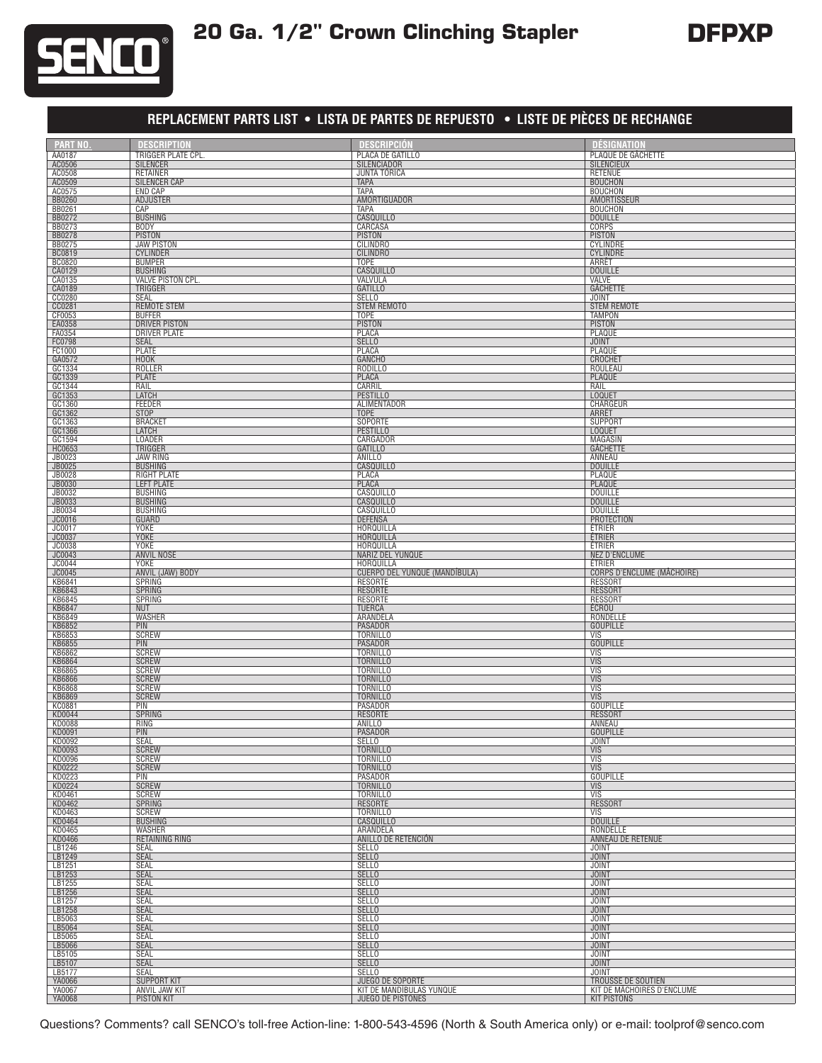# 20 Ga. 1/2" Crown Clinching Stapler

# DFPXP

## REPLACEMENT PARTS LIST • LISTA DE PARTES DE REPUESTO • LISTE DE PIÈCES DE RECHANGE

| PART NO. | DESCRIPTION | DESCRIPCIÓN | DÉSIGNATION |
|---|---|---|---|
| AA0187 | TRIGGER PLATE CPL. | PLACA DE GATILLO | PLAQUE DE GÂCHETTE |
| AC0506 | SILENCER | SILENCIADOR | SILENCIEUX |
| AC0508 | RETAINER | JUNTA TÓRICA | RETENUE |
| AC0509 | SILENCER CAP | TAPA | BOUCHON |
| AC0575 | END CAP | TAPA | BOUCHON |
| BB0260 | ADJUSTER | AMORTIGUADOR | AMORTISSEUR |
| BB0261 | CAP | TAPA | BOUCHON |
| BB0272 | BUSHING | CASQUILLO | DOUILLE |
| BB0273 | BODY | CARCASA | CORPS |
| BB0278 | PISTON | PISTON | PISTON |
| BB0275 | JAW PISTON | CILINDRO | CYLINDRE |
| BC0819 | CYLINDER | CILINDRO | CYLINDRE |
| BC0820 | BUMPER | TOPE | ARRÊT |
| CA0129 | BUSHING | CASQUILLO | DOUILLE |
| CA0135 | VALVE PISTON CPL. | VALVULA | VALVE |
| CA0189 | TRIGGER | GATILLO | GÂCHETTE |
| CC0280 | SEAL | SELLO | JOINT |
| CC0281 | REMOTE STEM | STEM REMOTO | STEM REMOTE |
| CF0053 | BUFFER | TOPE | TAMPON |
| EA0358 | DRIVER PISTON | PISTON | PISTON |
| FA0354 | DRIVER PLATE | PLACA | PLAQUE |
| FC0798 | SEAL | SELLO | JOINT |
| FC1000 | PLATE | PLACA | PLAQUE |
| GA0572 | HOOK | GANCHO | CROCHET |
| GC1334 | ROLLER | RODILLO | ROULEAU |
| GC1339 | PLATE | PLACA | PLAQUE |
| GC1344 | RAIL | CARRIL | RAIL |
| GC1353 | LATCH | PESTILLO | LOQUET |
| GC1360 | FEEDER | ALIMENTADOR | CHARGEUR |
| GC1362 | STOP | TOPE | ARRÊT |
| GC1363 | BRACKET | SOPORTE | SUPPORT |
| GC1366 | LATCH | PESTILLO | LOQUET |
| GC1594 | LOADER | CARGADOR | MAGASIN |
| HC0653 | TRIGGER | GATILLO | GÂCHETTE |
| JB0023 | JAW RING | ANILLO | ANNEAU |
| JB0025 | BUSHING | CASQUILLO | DOUILLE |
| JB0028 | RIGHT PLATE | PLACA | PLAQUE |
| JB0030 | LEFT PLATE | PLACA | PLAQUE |
| JB0032 | BUSHING | CASQUILLO | DOUILLE |
| JB0033 | BUSHING | CASQUILLO | DOUILLE |
| JB0034 | BUSHING | CASQUILLO | DOUILLE |
| JC0016 | GUARD | DEFENSA | PROTECTION |
| JC0017 | YOKE | HORQUILLA | ÉTRIER |
| JC0037 | YOKE | HORQUILLA | ÉTRIER |
| JC0038 | YOKE | HORQUILLA | ÉTRIER |
| JC0043 | ANVIL NOSE | NARIZ DEL YUNQUE | NEZ D'ENCLUME |
| JC0044 | YOKE | HORQUILLA | ÉTRIER |
| JC0045 | ANVIL (JAW) BODY | CUERPO DEL YUNQUE (MANDÍBULA) | CORPS D'ENCLUME (MÂCHOIRE) |
| KB6841 | SPRING | RESORTE | RESSORT |
| KB6843 | SPRING | RESORTE | RESSORT |
| KB6845 | SPRING | RESORTE | RESSORT |
| KB6847 | NUT | TUERCA | ÉCROU |
| KB6849 | WASHER | ARANDELA | RONDELLE |
| KB6852 | PIN | PASADOR | GOUPILLE |
| KB6853 | SCREW | TORNILLO | VIS |
| KB6855 | PIN | PASADOR | GOUPILLE |
| KB6862 | SCREW | TORNILLO | VIS |
| KB6864 | SCREW | TORNILLO | VIS |
| KB6865 | SCREW | TORNILLO | VIS |
| KB6866 | SCREW | TORNILLO | VIS |
| KB6868 | SCREW | TORNILLO | VIS |
| KB6869 | SCREW | TORNILLO | VIS |
| KC0881 | PIN | PASADOR | GOUPILLE |
| KD0044 | SPRING | RESORTE | RESSORT |
| KD0088 | RING | ANILLO | ANNEAU |
| KD0091 | PIN | PASADOR | GOUPILLE |
| KD0092 | SEAL | SELLO | JOINT |
| KD0093 | SCREW | TORNILLO | VIS |
| KD0096 | SCREW | TORNILLO | VIS |
| KD0222 | SCREW | TORNILLO | VIS |
| KD0223 | PIN | PASADOR | GOUPILLE |
| KD0224 | SCREW | TORNILLO | VIS |
| KD0461 | SCREW | TORNILLO | VIS |
| KD0462 | SPRING | RESORTE | RESSORT |
| KD0463 | SCREW | TORNILLO | VIS |
| KD0464 | BUSHING | CASQUILLO | DOUILLE |
| KD0465 | WASHER | ARANDELA | RONDELLE |
| KD0466 | RETAINING RING | ANILLO DE RETENCIÓN | ANNEAU DE RETENUE |
| LB1246 | SEAL | SELLO | JOINT |
| LB1249 | SEAL | SELLO | JOINT |
| LB1251 | SEAL | SELLO | JOINT |
| LB1253 | SEAL | SELLO | JOINT |
| LB1255 | SEAL | SELLO | JOINT |
| LB1256 | SEAL | SELLO | JOINT |
| LB1257 | SEAL | SELLO | JOINT |
| LB1258 | SEAL | SELLO | JOINT |
| LB5063 | SEAL | SELLO | JOINT |
| LB5064 | SEAL | SELLO | JOINT |
| LB5065 | SEAL | SELLO | JOINT |
| LB5066 | SEAL | SELLO | JOINT |
| LB5105 | SEAL | SELLO | JOINT |
| LB5107 | SEAL | SELLO | JOINT |
| LB5177 | SEAL | SELLO | JOINT |
| YA0066 | SUPPORT KIT | JUEGO DE SOPORTE | TROUSSE DE SOUTIEN |
| YA0067 | ANVIL JAW KIT | KIT DE MANDIBULAS YUNQUE | KIT DE MÂCHOIRES D'ENCLUME |
| YA0068 | PISTON KIT | JUEGO DE PISTONES | KIT PISTONS |

Questions? Comments? call SENCO's toll-free Action-line: 1-800-543-4596 (North & South America only) or e-mail: toolprof@senco.com